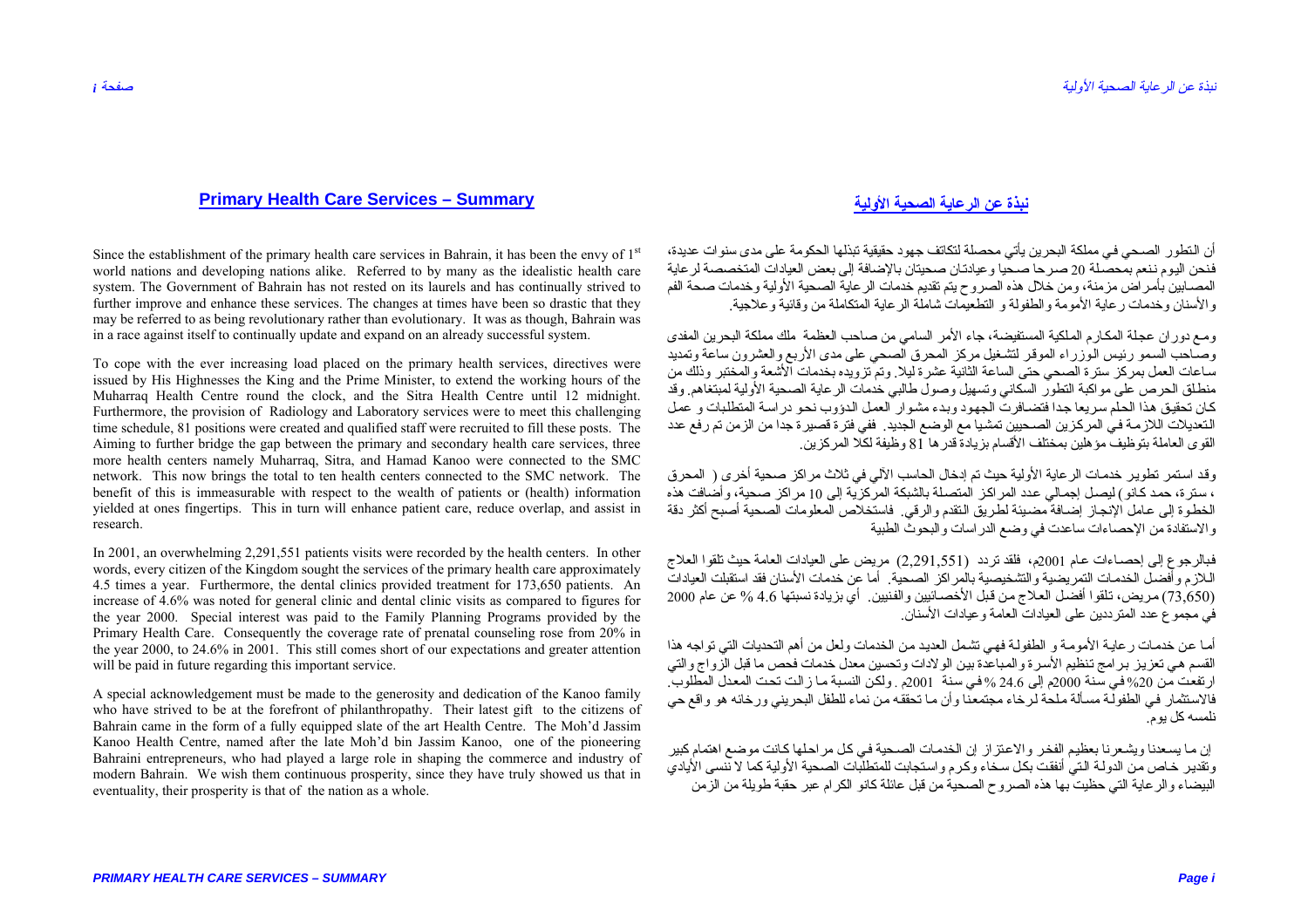## Primary Health Care Services – Summary

Since the establishment of the primary health care services in Bahrain, it has been the envy of 1[st] world nations and developing nations alike. Referred to by many as the idealistic health care system. The Government of Bahrain has not rested on its laurels and has continually strived to further improve and enhance these services. The changes at times have been so drastic that they may be referred to as being revolutionary rather than evolutionary. It was as though, Bahrain was in a race against itself to continually update and expand on an already successful system.

To cope with the ever increasing load placed on the primary health services, directives were issued by His Highnesses the King and the Prime Minister, to extend the working hours of the Muharraq Health Centre round the clock, and the Sitra Health Centre until 12 midnight. Furthermore, the provision of Radiology and Laboratory services were to meet this challenging time schedule, 81 positions were created and qualified staff were recruited to fill these posts. The Aiming to further bridge the gap between the primary and secondary health care services, three more health centers namely Muharraq, Sitra, and Hamad Kanoo were connected to the SMC network. This now brings the total to ten health centers connected to the SMC network. The benefit of this is immeasurable with respect to the wealth of patients or (health) information yielded at ones fingertips. This in turn will enhance patient care, reduce overlap, and assist in research.

In 2001, an overwhelming 2,291,551 patients visits were recorded by the health centers. In other words, every citizen of the Kingdom sought the services of the primary health care approximately 4.5 times a year. Furthermore, the dental clinics provided treatment for 173,650 patients. An increase of 4.6% was noted for general clinic and dental clinic visits as compared to figures for the year 2000. Special interest was paid to the Family Planning Programs provided by the Primary Health Care. Consequently the coverage rate of prenatal counseling rose from 20% in the year 2000, to 24.6% in 2001. This still comes short of our expectations and greater attention will be paid in future regarding this important service.

A special acknowledgement must be made to the generosity and dedication of the Kanoo family who have strived to be at the forefront of philanthropathy. Their latest gift to the citizens of Bahrain came in the form of a fully equipped slate of the art Health Centre. The Moh'd Jassim Kanoo Health Centre, named after the late Moh'd bin Jassim Kanoo, one of the pioneering Bahraini entrepreneurs, who had played a large role in shaping the commerce and industry of modern Bahrain. We wish them continuous prosperity, since they have truly showed us that in eventuality, their prosperity is that of the nation as a whole.

## نبذة عن الرعاية الصحية الأولية

أن التطور الصحي في مملكة البحرين يأتي محصلة لتكاتف جهود حقيقية تبذلها الحكومة على مدى سنوات عديدة، فنحن اليوم ننعم بمحصلة 20 صرحا صحيا وعيادتان صحيتان بالإضافة إلى بعض العيادات المتخصصة لرعاية المصابين بأمراض مزمنة، ومن خلال هذه الصروح يتم تقديم خدمات الرعاية الصحية الأولية وخدمات صحة الفم والأسنان وخدمات رعاية الأمومة والطفولة و التطعيمات شاملة الرعاية المتكاملة من وقائية وعلاجية.

ومع دوران عجلة المكارم الملكية المستفيضة، جاء الأمر السامي من صاحب العظمة ملك مملكة البحرين المفدى وصاحب السمو رئيس الوزراء الموقر لتشغيل مركز المحرق الصحي على مدى الأربع والعشرون ساعة وتمديد ساعات العمل بمركز سترة الصحي حتى الساعة الثانية عشرة ليلا. وتم تزويده بخدمات الأشعة والمختبر وذلك من منطلق الحرص على مواكبة التطور السكاني وتسهيل وصول طالبي خدمات الرعاية الصحية الأولية لمبتغاهم. وقد كان تحقيق هذا الحلم سريعا جدا فتضافرت الجهود وبدء مشوار العمل الدؤوب نحو دراسة المتطلبات و عمل التعديلات اللازمة في المركزين الصحيين تمشيا مع الوضع الجديد. ففي فترة قصيرة جدا من الزمن تم رفع عدد القوى العاملة بتوظيف مؤهلين بمختلف الأقسام بزيادة قدرها 81 وظيفة لكلا المركزين.

وقد استمر تطوير خدمات الرعاية الأولية حيث تم إدخال الحاسب الآلي في ثلاث مراكز صحية أخرى ( المحرق ، سترة، حمد كانو ) ليصل إجمالي عدد المراكز المتصلة بالشبكة المركزية إلى 10 مراكز صحية، وأضافت هذه الخطوة إلى عامل الإنجاز إضافة مضيئة لطريق التقدم والرقي. فاستخلاص المعلومات الصحية أصبح أكثر دقة والاستفادة من الإحصاءات ساعدت في وضع الدراسات والبحوث الطبية

فبالرجوع إلى إحصاءات عام 2001م، فلقد تردد (2,291,551) مريض على العيادات العامة حيث تلقوا العلاج اللازم وأفضل الخدمات التمريضية والتشخيصية بالمراكز الصحية. أما عن خدمات الأسنان فقد استقبلت العيادات (73,650) مريض، تلقوا أفضل العلاج من قبل الأخصائيين والفنيين. أي بزيادة نسبتها 4.6 % عن عام 2000 في مجموع عدد المترددين على العيادات العامة وعيادات الأسنان.

أما عن خدمات رعاية الأمومة و الطفولة فهي تشمل العديد من الخدمات ولعل من أهم التحديات التي تواجه هذا القسم هي تعزيز برامج تنظيم الأسرة والمباعدة بين الولادات وتحسين معدل خدمات فحص ما قبل الزواج والتي ارتفعت من 20% في سنة 2000م إلى 24.6 % في سنة 2001م . ولكن النسبة ما زالت تحت المعدل المطلوب. فالاستثمار في الطفولة مسألة ملحة لرخاء مجتمعنا وأن ما تحققه من نماء للطفل البحريني ورخائه هو واقع حي نلمسه كل يوم.

إن ما يسعدنا ويشعرنا بعظيم الفخر والاعتزاز إن الخدمات الصحية في كل مراحلها كانت موضع اهتمام كبير وتقدير خاص من الدولة التي أنفقت بكل سخاء وكرم واستجابت للمتطلبات الصحية الأولية كما لا ننسى الأيادي البيضاء والرعاية التي حظيت بها هذه الصروح الصحية من قبل عائلة كانو الكرام عبر حقبة طويلة من الزمن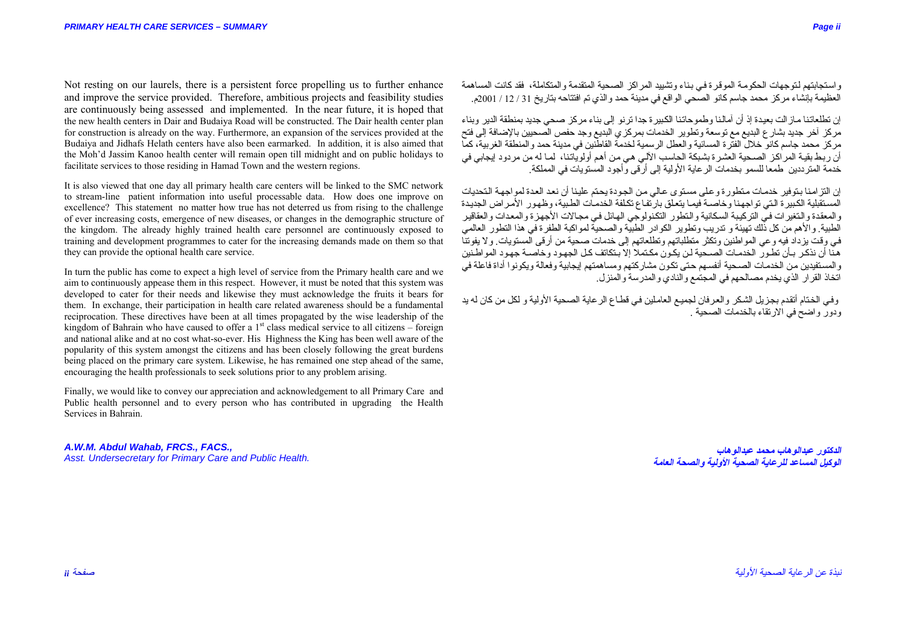Not resting on our laurels, there is a persistent force propelling us to further enhance and improve the service provided. Therefore, ambitious projects and feasibility studies are continuously being assessed and implemented. In the near future, it is hoped that the new health centers in Dair and Budaiya Road will be constructed. The Dair health center plan for construction is already on the way. Furthermore, an expansion of the services provided at the Budaiya and Jidhafs Helath centers have also been earmarked. In addition, it is also aimed that the Moh'd Jassim Kanoo health center will remain open till midnight and on public holidays to facilitate services to those residing in Hamad Town and the western regions.

It is also viewed that one day all primary health care centers will be linked to the SMC network to stream-line patient information into useful processable data. How does one improve on excellence? This statement no matter how true has not deterred us from rising to the challenge of ever increasing costs, emergence of new diseases, or changes in the demographic structure of the kingdom. The already highly trained health care personnel are continuously exposed to training and development programmes to cater for the increasing demands made on them so that they can provide the optional health care service.

In turn the public has come to expect a high level of service from the Primary health care and we aim to continuously appease them in this respect. However, it must be noted that this system was developed to cater for their needs and likewise they must acknowledge the fruits it bears for them. In exchange, their participation in health care related awareness should be a fundamental reciprocation. These directives have been at all times propagated by the wise leadership of the kingdom of Bahrain who have caused to offer a 1st class medical service to all citizens – foreign and national alike and at no cost what-so-ever. His Highness the King has been well aware of the popularity of this system amongst the citizens and has been closely following the great burdens being placed on the primary care system. Likewise, he has remained one step ahead of the same, encouraging the health professionals to seek solutions prior to any problem arising.

Finally, we would like to convey our appreciation and acknowledgement to all Primary Care and Public health personnel and to every person who has contributed in upgrading the Health Services in Bahrain.

***A.W.M. Abdul Wahab, FRCS., FACS.,***
*Asst. Undersecretary for Primary Care and Public Health.*

واستجابتهم لتوجهات الحكومة الموقرة في بناء وتشييد المراكز الصحية المتقدمة والمتكاملة، فقد كانت المساهمة العظيمة بإنشاء مركز محمد جاسم كانو الصحي الواقع في مدينة حمد والذي تم افتتاحه بتاريخ 31 / 12 / 2001م.

إن تطلعاتنا مازالت بعيدة إذ أن آمالنا وطموحاتنا الكبيرة جدا ترنو إلى بناء مركز صحي جديد بمنطقة الدير وبناء مركز آخر جديد بشارع البديع مع توسعة وتطوير الخدمات بمركزي البديع وجد حفص الصحيين بالإضافة إلى فتح مركز محمد جاسم كانو خلال الفترة المسائية والعطل الرسمية لخدمة القاطنين في مدينة حمد والمنطقة الغربية، كما أن ربط بقية المراكز الصحية العشرة بشبكة الحاسب الآلي هي من أهم أولوياتنا، لما له من مردود إيجابي في خدمة المترددين طمعا للسمو بخدمات الرعاية الأولية إلى أرقى وأجود المستويات في المملكة.

إن التزامنا بتوفير خدمات متطورة وعلى مستوى عالي من الجودة يحتم علينا أن نعد العدة لمواجهة التحديات المستقبلية الكبيرة التي تواجهنا وخاصة فيما يتعلق بارتفاع تكلفة الخدمات الطبية، وظهور الأمراض الجديدة والمعقدة والتغيرات في التركيبة السكانية والتطور التكنولوجي الهائل في مجالات الأجهزة والمعدات والعقاقير الطبية. والأهم من كل ذلك تهيئة و تدريب وتطوير الكوادر الطبية والصحية لمواكبة الطفرة في هذا التطور العالمي في وقت يزداد فيه وعي المواطنين وتكثر متطلباتهم وتطلعاتهم إلى خدمات صحية من أرقى المستويات. ولا يفوتنا هنا أن نذكر بأن تطور الخدمات الصحية لن يكون مكتملا إلا بتكاتف كل الجهود وخاصة جهود المواطنين والمستفيدين من الخدمات الصحية أنفسهم حتى تكون مشاركتهم ومساهمتهم إيجابية وفعالة ويكونوا أداة فاعلة في اتخاذ القرار الذي يخدم مصالحهم في المجتمع والنادي والمدرسة والمنزل.

وفي الختام أتقدم بجزيل الشكر والعرفان لجميع العاملين في قطاع الرعاية الصحية الأولية و لكل من كان له يد ودور واضح في الارتقاء بالخدمات الصحية .

***الدكتور عبدالوهاب محمد عبدالوهاب***
***الوكيل المساعد للرعاية الصحية الأولية والصحة العامة***